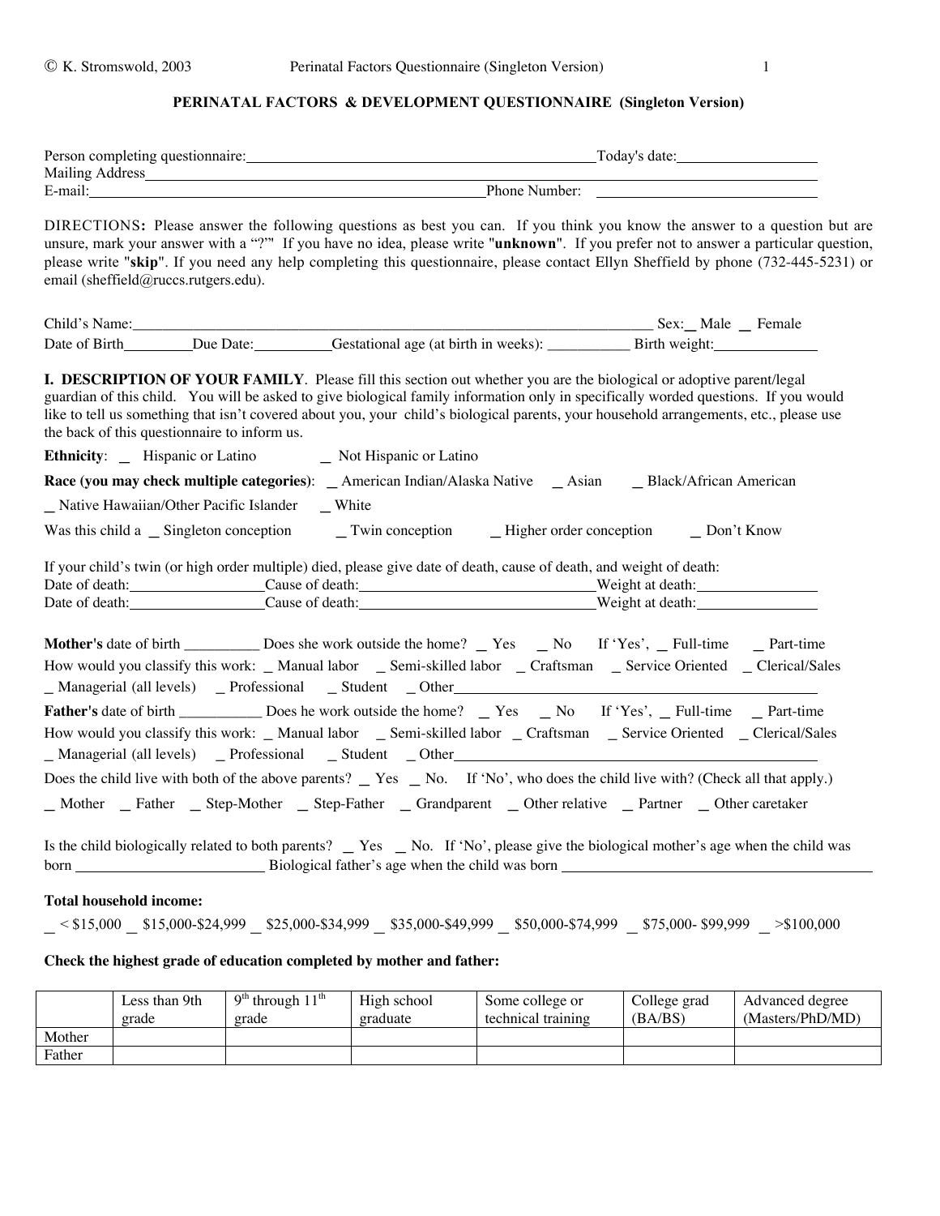# PERINATAL FACTORS & DEVELOPMENT QUESTIONNAIRE (Singleton Version)

Person completing questionnaire:_______________________________________ Today's date:_______________
Mailing Address_______________________________________________________________________
E-mail:_____________________________________________ Phone Number: ______________________

DIRECTIONS**:** Please answer the following questions as best you can. If you think you know the answer to a question but are unsure, mark your answer with a "?" If you have no idea, please write "**unknown**". If you prefer not to answer a particular question, please write "**skip**". If you need any help completing this questionnaire, please contact Ellyn Sheffield by phone (732-445-5231) or email (sheffield@ruccs.rutgers.edu).

Child's Name:____________________________________________________________ Sex: _ Male _ Female
Date of Birth________ Due Date:_________ Gestational age (at birth in weeks): __________ Birth weight:____________

**I. DESCRIPTION OF YOUR FAMILY**. Please fill this section out whether you are the biological or adoptive parent/legal guardian of this child. You will be asked to give biological family information only in specifically worded questions. If you would like to tell us something that isn't covered about you, your child's biological parents, your household arrangements, etc., please use the back of this questionnaire to inform us.

**Ethnicity**: _ Hispanic or Latino _ Not Hispanic or Latino

**Race (you may check multiple categories)**: _ American Indian/Alaska Native _ Asian _ Black/African American
_ Native Hawaiian/Other Pacific Islander _ White

Was this child a _ Singleton conception _ Twin conception _ Higher order conception _ Don't Know

If your child's twin (or high order multiple) died, please give date of death, cause of death, and weight of death:
Date of death:_______________ Cause of death:___________________________ Weight at death:______________
Date of death:_______________ Cause of death:___________________________ Weight at death:______________

**Mother's** date of birth _________ Does she work outside the home? _ Yes _ No If 'Yes', _ Full-time _ Part-time
How would you classify this work: _ Manual labor _ Semi-skilled labor _ Craftsman _ Service Oriented _ Clerical/Sales
_ Managerial (all levels) _ Professional _ Student _ Other_______________________________________

**Father's** date of birth __________ Does he work outside the home? _ Yes _ No If 'Yes', _ Full-time _ Part-time
How would you classify this work: _ Manual labor _ Semi-skilled labor _ Craftsman _ Service Oriented _ Clerical/Sales
_ Managerial (all levels) _ Professional _ Student _ Other_______________________________________

Does the child live with both of the above parents? _ Yes _ No. If 'No', who does the child live with? (Check all that apply.)
_ Mother _ Father _ Step-Mother _ Step-Father _ Grandparent _ Other relative _ Partner _ Other caretaker

Is the child biologically related to both parents? _ Yes _ No. If 'No', please give the biological mother's age when the child was born ______________________ Biological father's age when the child was born ______________________________

**Total household income:**

_ < $15,000 _ $15,000-$24,999 _ $25,000-$34,999 _ $35,000-$49,999 _ $50,000-$74,999 _ $75,000- $99,999 _ >$100,000

**Check the highest grade of education completed by mother and father:**

| | Less than 9th grade | 9th through 11th grade | High school graduate | Some college or technical training | College grad (BA/BS) | Advanced degree (Masters/PhD/MD) |
|---|---|---|---|---|---|---|
| Mother | | | | | | |
| Father | | | | | | |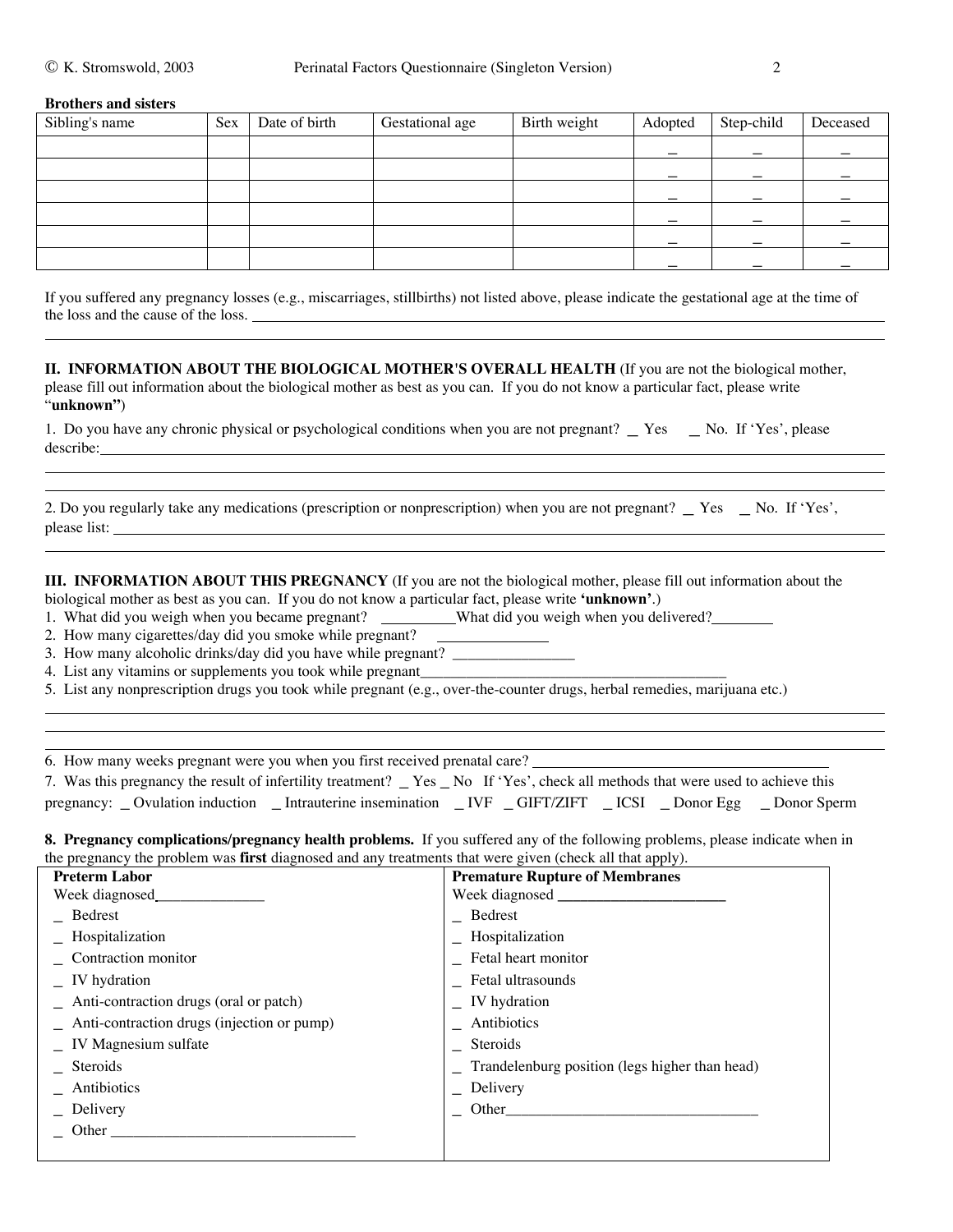**Brothers and sisters**

| Sibling's name | Sex | Date of birth | Gestational age | Birth weight | Adopted | Step-child | Deceased |
|---|---|---|---|---|---|---|---|
| | | | | | _ | _ | _ |
| | | | | | _ | _ | _ |
| | | | | | _ | _ | _ |
| | | | | | _ | _ | _ |
| | | | | | _ | _ | _ |
| | | | | | _ | _ | _ |

If you suffered any pregnancy losses (e.g., miscarriages, stillbirths) not listed above, please indicate the gestational age at the time of the loss and the cause of the loss. ______________________________________________

______________________________________________

## II. INFORMATION ABOUT THE BIOLOGICAL MOTHER'S OVERALL HEALTH

(If you are not the biological mother, please fill out information about the biological mother as best as you can. If you do not know a particular fact, please write "**unknown**")

1. Do you have any chronic physical or psychological conditions when you are not pregnant? _ Yes _ No. If 'Yes', please describe: ______________________________________________

______________________________________________

______________________________________________

2. Do you regularly take any medications (prescription or nonprescription) when you are not pregnant? _ Yes _ No. If 'Yes', please list: ______________________________________________

______________________________________________

## III. INFORMATION ABOUT THIS PREGNANCY

(If you are not the biological mother, please fill out information about the biological mother as best as you can. If you do not know a particular fact, please write **'unknown'**.)

1. What did you weigh when you became pregnant? __________ What did you weigh when you delivered? ________
2. How many cigarettes/day did you smoke while pregnant? ______________
3. How many alcoholic drinks/day did you have while pregnant? ________________
4. List any vitamins or supplements you took while pregnant ________________________________________
5. List any nonprescription drugs you took while pregnant (e.g., over-the-counter drugs, herbal remedies, marijuana etc.)

______________________________________________

______________________________________________

______________________________________________

6. How many weeks pregnant were you when you first received prenatal care? ________________________________________
7. Was this pregnancy the result of infertility treatment? _ Yes _ No If 'Yes', check all methods that were used to achieve this pregnancy: _ Ovulation induction _ Intrauterine insemination _ IVF _ GIFT/ZIFT _ ICSI _ Donor Egg _ Donor Sperm

**8. Pregnancy complications/pregnancy health problems.** If you suffered any of the following problems, please indicate when in the pregnancy the problem was **first** diagnosed and any treatments that were given (check all that apply).

| **Preterm Labor** | **Premature Rupture of Membranes** |
|---|---|
| Week diagnosed______________ | Week diagnosed ______________________ |
| _ Bedrest | _ Bedrest |
| _ Hospitalization | _ Hospitalization |
| _ Contraction monitor | _ Fetal heart monitor |
| _ IV hydration | _ Fetal ultrasounds |
| _ Anti-contraction drugs (oral or patch) | _ IV hydration |
| _ Anti-contraction drugs (injection or pump) | _ Antibiotics |
| _ IV Magnesium sulfate | _ Steroids |
| _ Steroids | _ Trandelenburg position (legs higher than head) |
| _ Antibiotics | _ Delivery |
| _ Delivery | _ Other_________________________________ |
| _ Other _________________________________ | |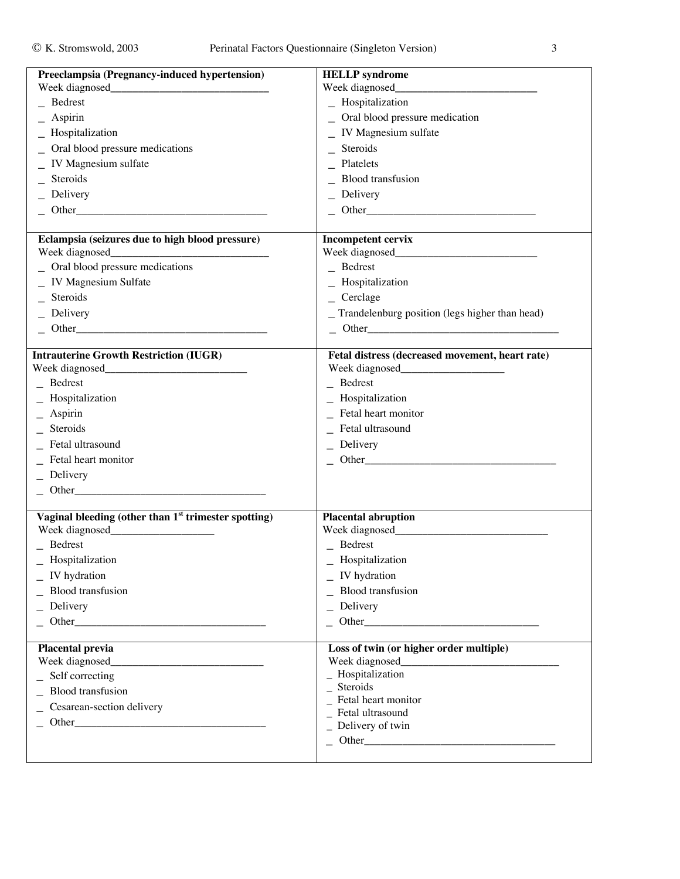**Preeclampsia (Pregnancy-induced hypertension)**
Week diagnosed______________________________
_ Bedrest
_ Aspirin
_ Hospitalization
_ Oral blood pressure medications
_ IV Magnesium sulfate
_ Steroids
_ Delivery
_ Other___________________________________

**HELLP syndrome**
Week diagnosed___________________________
_ Hospitalization
_ Oral blood pressure medication
_ IV Magnesium sulfate
_ Steroids
_ Platelets
_ Blood transfusion
_ Delivery
_ Other________________________________

**Eclampsia (seizures due to high blood pressure)**
Week diagnosed______________________________
_ Oral blood pressure medications
_ IV Magnesium Sulfate
_ Steroids
_ Delivery
_ Other___________________________________

**Incompetent cervix**
Week diagnosed___________________________
_ Bedrest
_ Hospitalization
_ Cerclage
_ Trandelenburg position (legs higher than head)
_ Other___________________________________

**Intrauterine Growth Restriction (IUGR)**
Week diagnosed___________________________
_ Bedrest
_ Hospitalization
_ Aspirin
_ Steroids
_ Fetal ultrasound
_ Fetal heart monitor
_ Delivery
_ Other___________________________________

**Fetal distress (decreased movement, heart rate)**
Week diagnosed___________________
_ Bedrest
_ Hospitalization
_ Fetal heart monitor
_ Fetal ultrasound
_ Delivery
_ Other___________________________________

**Vaginal bleeding (other than 1st trimester spotting)**
Week diagnosed___________________
_ Bedrest
_ Hospitalization
_ IV hydration
_ Blood transfusion
_ Delivery
_ Other___________________________________

**Placental abruption**
Week diagnosed_____________________________
_ Bedrest
_ Hospitalization
_ IV hydration
_ Blood transfusion
_ Delivery
_ Other________________________________

**Placental previa**
Week diagnosed_____________________________
_ Self correcting
_ Blood transfusion
_ Cesarean-section delivery
_ Other___________________________________

**Loss of twin (or higher order multiple)**
Week diagnosed______________________________
_ Hospitalization
_ Steroids
_ Fetal heart monitor
_ Fetal ultrasound
_ Delivery of twin
_ Other___________________________________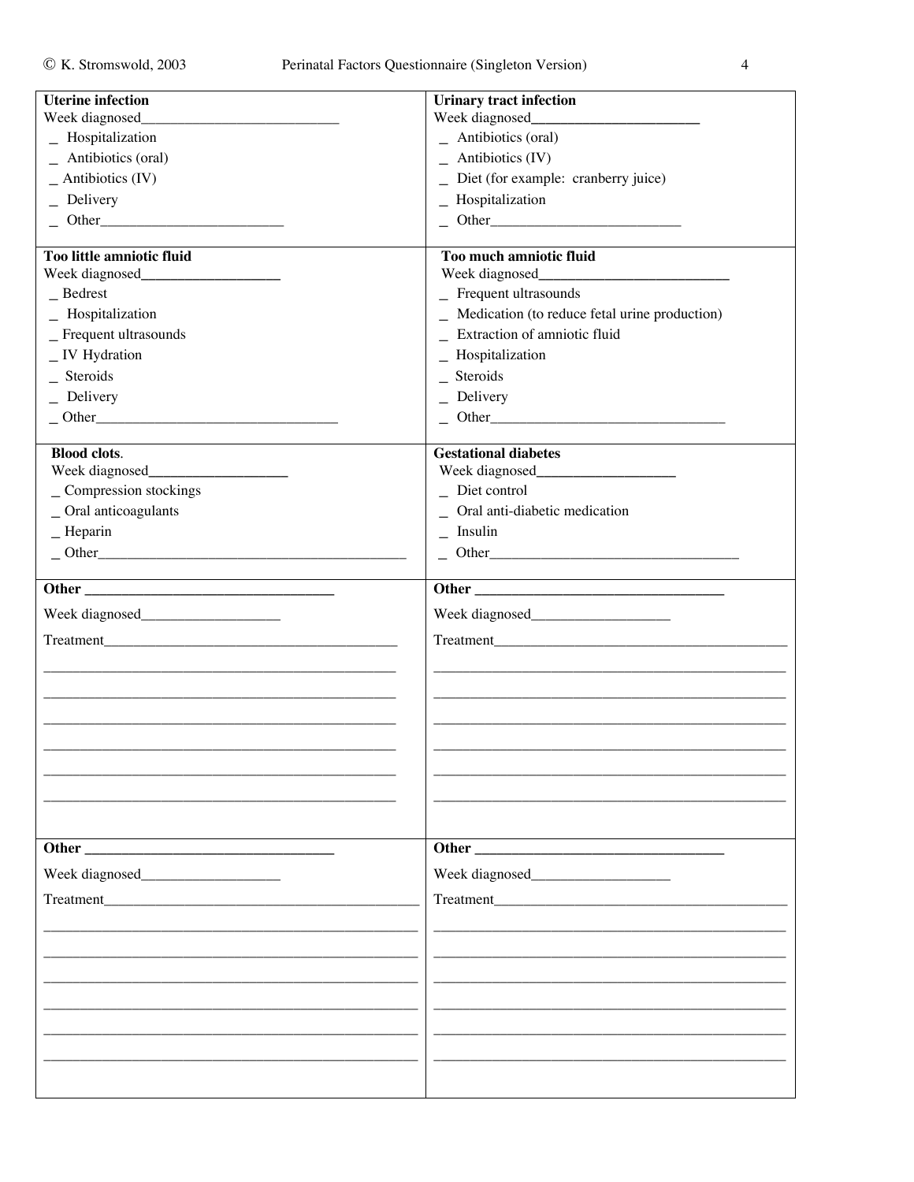| **Uterine infection** | **Urinary tract infection** |
|---|---|
| Week diagnosed___________________________ | Week diagnosed_______________________ |
| _ Hospitalization | _ Antibiotics (oral) |
| _ Antibiotics (oral) | _ Antibiotics (IV) |
| _ Antibiotics (IV) | _ Diet (for example: cranberry juice) |
| _ Delivery | _ Hospitalization |
| _ Other_________________________ | _ Other__________________________ |

| **Too little amniotic fluid** | **Too much amniotic fluid** |
|---|---|
| Week diagnosed___________________ | Week diagnosed__________________________ |
| _ Bedrest | _ Frequent ultrasounds |
| _ Hospitalization | _ Medication (to reduce fetal urine production) |
| _ Frequent ultrasounds | _ Extraction of amniotic fluid |
| _ IV Hydration | _ Hospitalization |
| _ Steroids | _ Steroids |
| _ Delivery | _ Delivery |
| _ Other_________________________________ | _ Other________________________________ |

| **Blood clots**. | **Gestational diabetes** |
|---|---|
| Week diagnosed___________________ | Week diagnosed___________________ |
| _ Compression stockings | _ Diet control |
| _ Oral anticoagulants | _ Oral anti-diabetic medication |
| _ Heparin | _ Insulin |
| _ Other__________________________________________ | _ Other__________________________________ |

| **Other __________________________________** | **Other __________________________________** |
|---|---|
| Week diagnosed___________________ | Week diagnosed___________________ |
| Treatment______________________________________ | Treatment_________________________________________ |
| _______________________________________________ | _______________________________________________ |
| _______________________________________________ | _______________________________________________ |
| _______________________________________________ | _______________________________________________ |
| _______________________________________________ | _______________________________________________ |
| _______________________________________________ | _______________________________________________ |
| _______________________________________________ | _______________________________________________ |

| **Other __________________________________** | **Other __________________________________** |
|---|---|
| Week diagnosed___________________ | Week diagnosed___________________ |
| Treatment______________________________________ | Treatment_________________________________________ |
| _______________________________________________ | _______________________________________________ |
| _______________________________________________ | _______________________________________________ |
| _______________________________________________ | _______________________________________________ |
| _______________________________________________ | _______________________________________________ |
| _______________________________________________ | _______________________________________________ |
| _______________________________________________ | _______________________________________________ |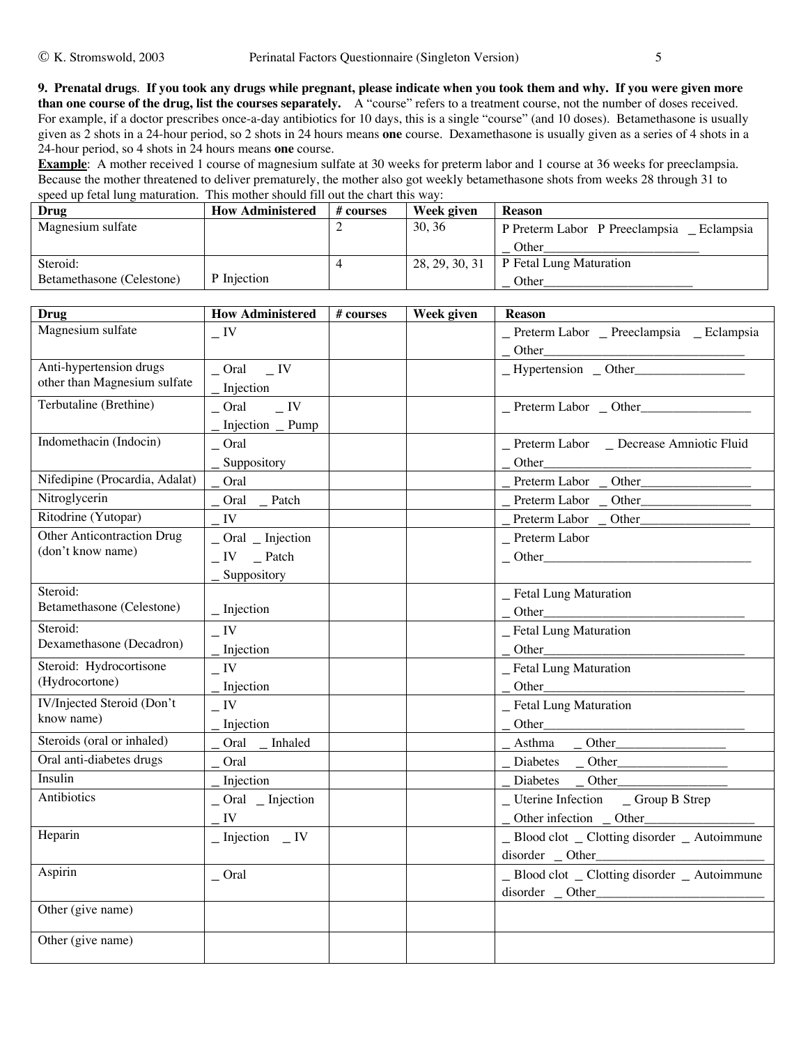**9. Prenatal drugs**. **If you took any drugs while pregnant, please indicate when you took them and why. If you were given more than one course of the drug, list the courses separately.** A "course" refers to a treatment course, not the number of doses received. For example, if a doctor prescribes once-a-day antibiotics for 10 days, this is a single "course" (and 10 doses). Betamethasone is usually given as 2 shots in a 24-hour period, so 2 shots in 24 hours means **one** course. Dexamethasone is usually given as a series of 4 shots in a 24-hour period, so 4 shots in 24 hours means **one** course.

**Example**: A mother received 1 course of magnesium sulfate at 30 weeks for preterm labor and 1 course at 36 weeks for preeclampsia. Because the mother threatened to deliver prematurely, the mother also got weekly betamethasone shots from weeks 28 through 31 to speed up fetal lung maturation. This mother should fill out the chart this way:

| Drug | How Administered | # courses | Week given | Reason |
|---|---|---|---|---|
| Magnesium sulfate | | 2 | 30, 36 | P Preterm Labor P Preeclampsia _ Eclampsia _ Other________________________ |
| Steroid: Betamethasone (Celestone) | P Injection | 4 | 28, 29, 30, 31 | P Fetal Lung Maturation _ Other________________________ |

| Drug | How Administered | # courses | Week given | Reason |
|---|---|---|---|---|
| Magnesium sulfate | _ IV | | | _ Preterm Labor _ Preeclampsia _ Eclampsia _ Other________________________________ |
| Anti-hypertension drugs other than Magnesium sulfate | _ Oral _ IV _ Injection | | | _ Hypertension _ Other_________________ |
| Terbutaline (Brethine) | _ Oral _ IV _ Injection _ Pump | | | _ Preterm Labor _ Other_________________ |
| Indomethacin (Indocin) | _ Oral _ Suppository | | | _ Preterm Labor _ Decrease Amniotic Fluid _ Other________________________________ |
| Nifedipine (Procardia, Adalat) | _ Oral | | | _ Preterm Labor _ Other_________________ |
| Nitroglycerin | _ Oral _ Patch | | | _ Preterm Labor _ Other_________________ |
| Ritodrine (Yutopar) | _ IV | | | _ Preterm Labor _ Other_________________ |
| Other Anticontraction Drug (don't know name) | _ Oral _ Injection _ IV _ Patch _ Suppository | | | _ Preterm Labor _ Other________________________________ |
| Steroid: Betamethasone (Celestone) | _ Injection | | | _ Fetal Lung Maturation _ Other________________________________ |
| Steroid: Dexamethasone (Decadron) | _ IV _ Injection | | | _ Fetal Lung Maturation _ Other________________________________ |
| Steroid: Hydrocortisone (Hydrocortone) | _ IV _ Injection | | | _ Fetal Lung Maturation _ Other________________________________ |
| IV/Injected Steroid (Don't know name) | _ IV _ Injection | | | _ Fetal Lung Maturation _ Other________________________________ |
| Steroids (oral or inhaled) | _ Oral _ Inhaled | | | _ Asthma _ Other_________________ |
| Oral anti-diabetes drugs | _ Oral | | | _ Diabetes _ Other_________________ |
| Insulin | _ Injection | | | _ Diabetes _ Other_________________ |
| Antibiotics | _ Oral _ Injection _ IV | | | _ Uterine Infection _ Group B Strep _ Other infection _ Other_________________ |
| Heparin | _ Injection _ IV | | | _ Blood clot _ Clotting disorder _ Autoimmune disorder _ Other__________________________ |
| Aspirin | _ Oral | | | _ Blood clot _ Clotting disorder _ Autoimmune disorder _ Other__________________________ |
| Other (give name) | | | | |
| Other (give name) | | | | |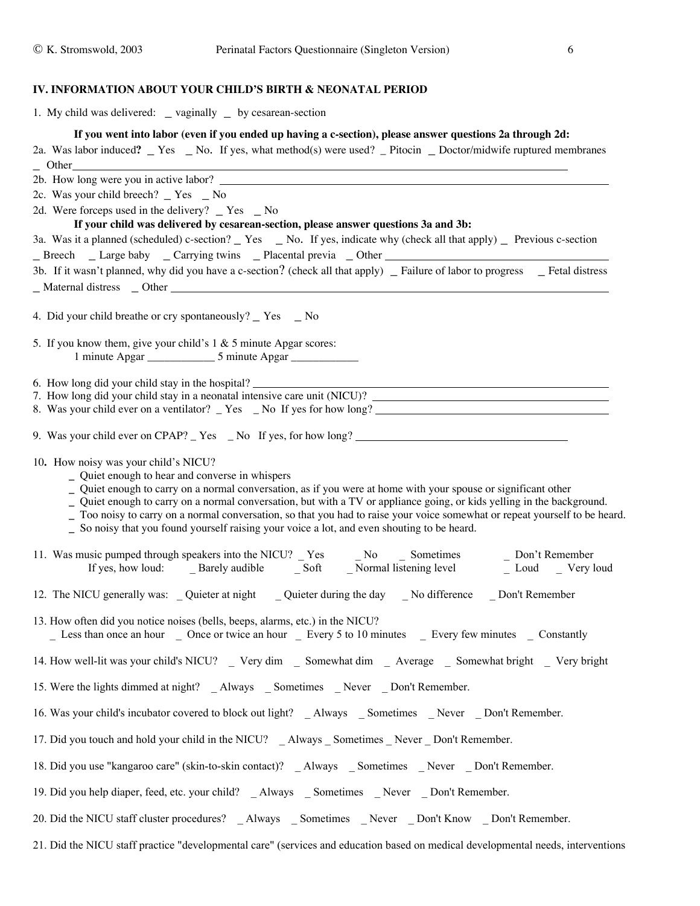## IV. INFORMATION ABOUT YOUR CHILD'S BIRTH & NEONATAL PERIOD

1. My child was delivered: _ vaginally _ by cesarean-section

**If you went into labor (even if you ended up having a c-section), please answer questions 2a through 2d:**

2a. Was labor induced**?** _ Yes _ No. If yes, what method(s) were used? _ Pitocin _ Doctor/midwife ruptured membranes _ Other\_\_\_\_\_\_\_\_\_\_\_\_\_\_\_\_\_\_\_\_\_\_\_\_\_\_\_\_\_\_\_\_\_\_\_\_\_\_\_\_

2b. How long were you in active labor? \_\_\_\_\_\_\_\_\_\_\_\_\_\_\_\_\_\_\_\_\_\_\_\_\_\_\_\_\_\_\_\_\_\_\_\_\_\_\_\_

2c. Was your child breech? _ Yes _ No

2d. Were forceps used in the delivery? _ Yes _ No

**If your child was delivered by cesarean-section, please answer questions 3a and 3b:**

3a. Was it a planned (scheduled) c-section? _ Yes _ No. If yes, indicate why (check all that apply) _ Previous c-section _ Breech _ Large baby _ Carrying twins _ Placental previa _ Other \_\_\_\_\_\_\_\_\_\_\_\_\_\_\_\_\_\_\_\_

3b. If it wasn't planned, why did you have a c-section? (check all that apply) _ Failure of labor to progress _ Fetal distress _ Maternal distress _ Other \_\_\_\_\_\_\_\_\_\_\_\_\_\_\_\_\_\_\_\_\_\_\_\_\_\_\_\_\_\_\_\_\_\_\_\_\_\_\_\_

4. Did your child breathe or cry spontaneously? _ Yes _ No

5. If you know them, give your child's 1 & 5 minute Apgar scores:
   1 minute Apgar \_\_\_\_\_\_\_\_\_\_\_\_ 5 minute Apgar \_\_\_\_\_\_\_\_\_\_\_\_

6. How long did your child stay in the hospital? \_\_\_\_\_\_\_\_\_\_\_\_\_\_\_\_\_\_\_\_\_\_\_\_\_\_\_\_\_\_\_\_\_\_\_\_\_\_\_\_

7. How long did your child stay in a neonatal intensive care unit (NICU)? \_\_\_\_\_\_\_\_\_\_\_\_\_\_\_\_\_\_\_\_\_\_\_\_\_\_\_\_\_\_\_\_

8. Was your child ever on a ventilator? _ Yes _ No If yes for how long? \_\_\_\_\_\_\_\_\_\_\_\_\_\_\_\_\_\_\_\_\_\_\_\_\_\_\_\_\_\_\_\_

9. Was your child ever on CPAP? _ Yes _ No If yes, for how long? \_\_\_\_\_\_\_\_\_\_\_\_\_\_\_\_\_\_\_\_\_\_\_\_\_\_\_\_\_\_\_\_

10**.** How noisy was your child's NICU?
   - _ Quiet enough to hear and converse in whispers
   - _ Quiet enough to carry on a normal conversation, as if you were at home with your spouse or significant other
   - _ Quiet enough to carry on a normal conversation, but with a TV or appliance going, or kids yelling in the background.
   - _ Too noisy to carry on a normal conversation, so that you had to raise your voice somewhat or repeat yourself to be heard.
   - _ So noisy that you found yourself raising your voice a lot, and even shouting to be heard.

11. Was music pumped through speakers into the NICU? _ Yes _ No _ Sometimes _ Don't Remember
    If yes, how loud: _ Barely audible _ Soft _ Normal listening level _ Loud _ Very loud

12. The NICU generally was: _ Quieter at night _ Quieter during the day _ No difference _ Don't Remember

13. How often did you notice noises (bells, beeps, alarms, etc.) in the NICU?
    _ Less than once an hour _ Once or twice an hour _ Every 5 to 10 minutes _ Every few minutes _ Constantly

14. How well-lit was your child's NICU? _ Very dim _ Somewhat dim _ Average _ Somewhat bright _ Very bright

15. Were the lights dimmed at night? _ Always _ Sometimes _ Never _ Don't Remember.

16. Was your child's incubator covered to block out light? _ Always _ Sometimes _ Never _ Don't Remember.

17. Did you touch and hold your child in the NICU? _ Always _ Sometimes _ Never _ Don't Remember.

18. Did you use "kangaroo care" (skin-to-skin contact)? _ Always _ Sometimes _ Never _ Don't Remember.

19. Did you help diaper, feed, etc. your child? _ Always _ Sometimes _ Never _ Don't Remember.

20. Did the NICU staff cluster procedures? _ Always _ Sometimes _ Never _ Don't Know _ Don't Remember.

21. Did the NICU staff practice "developmental care" (services and education based on medical developmental needs, interventions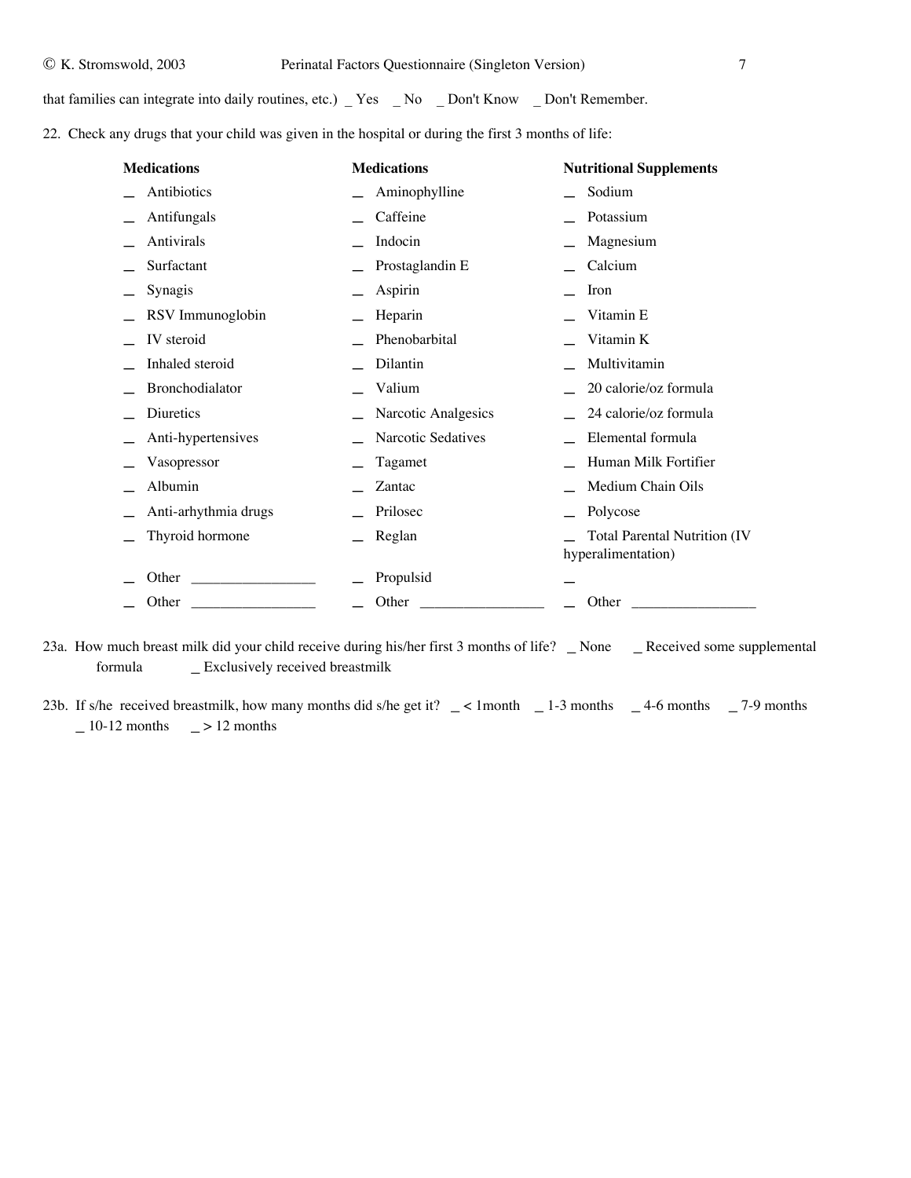that families can integrate into daily routines, etc.) _ Yes _ No _ Don't Know _ Don't Remember.

22. Check any drugs that your child was given in the hospital or during the first 3 months of life:

| **Medications** | **Medications** | **Nutritional Supplements** |
|---|---|---|
| _ Antibiotics | _ Aminophylline | _ Sodium |
| _ Antifungals | _ Caffeine | _ Potassium |
| _ Antivirals | _ Indocin | _ Magnesium |
| _ Surfactant | _ Prostaglandin E | _ Calcium |
| _ Synagis | _ Aspirin | _ Iron |
| _ RSV Immunoglobin | _ Heparin | _ Vitamin E |
| _ IV steroid | _ Phenobarbital | _ Vitamin K |
| _ Inhaled steroid | _ Dilantin | _ Multivitamin |
| _ Bronchodialator | _ Valium | _ 20 calorie/oz formula |
| _ Diuretics | _ Narcotic Analgesics | _ 24 calorie/oz formula |
| _ Anti-hypertensives | _ Narcotic Sedatives | _ Elemental formula |
| _ Vasopressor | _ Tagamet | _ Human Milk Fortifier |
| _ Albumin | _ Zantac | _ Medium Chain Oils |
| _ Anti-arhythmia drugs | _ Prilosec | _ Polycose |
| _ Thyroid hormone | _ Reglan | _ Total Parental Nutrition (IV hyperalimentation) |
| _ Other ________________ | _ Propulsid | _ |
| _ Other ________________ | _ Other ________________ | _ Other ________________ |

23a. How much breast milk did your child receive during his/her first 3 months of life? _ None _ Received some supplemental formula _ Exclusively received breastmilk

23b. If s/he received breastmilk, how many months did s/he get it? _ < 1month _ 1-3 months _ 4-6 months _ 7-9 months _ 10-12 months _ > 12 months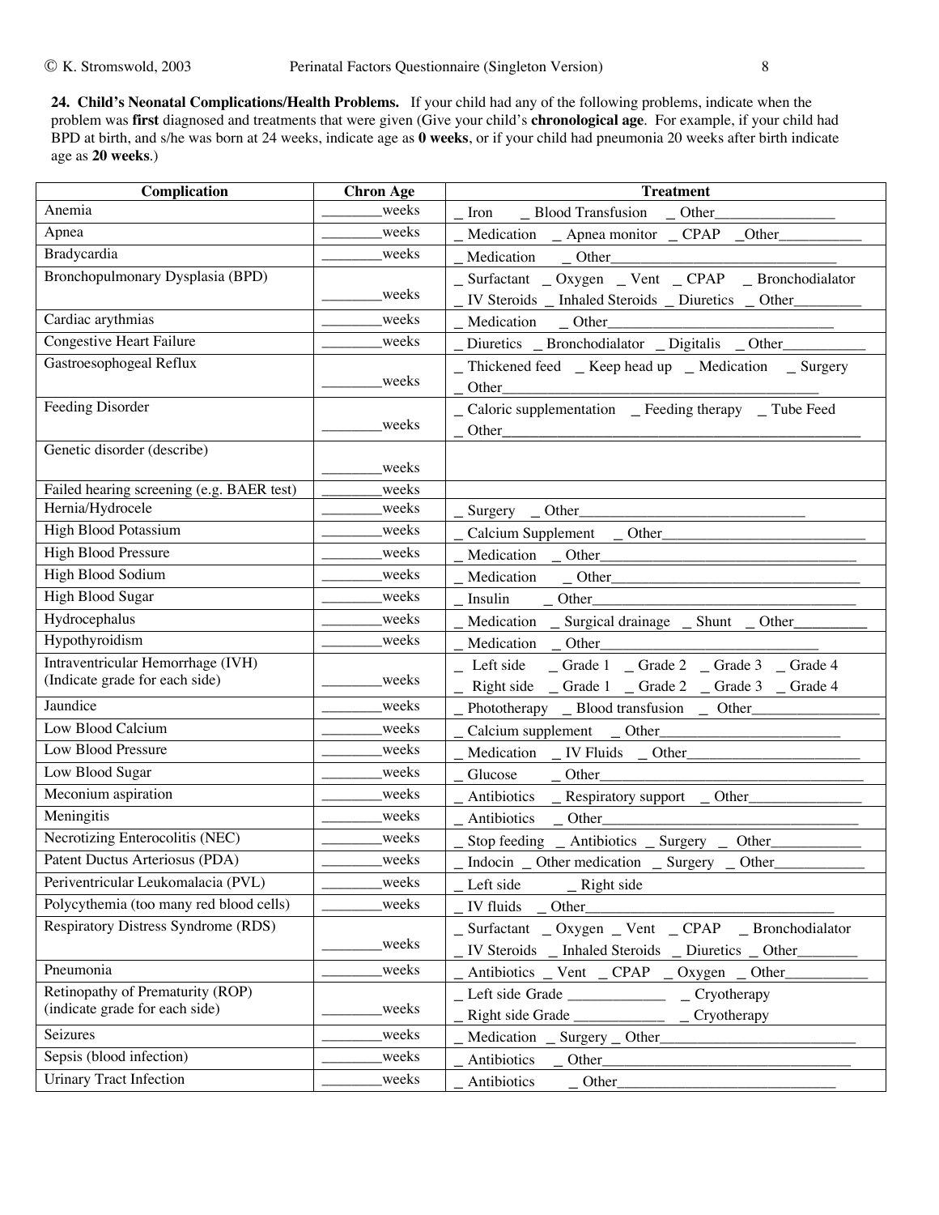**24. Child's Neonatal Complications/Health Problems.** If your child had any of the following problems, indicate when the problem was **first** diagnosed and treatments that were given (Give your child's **chronological age**. For example, if your child had BPD at birth, and s/he was born at 24 weeks, indicate age as **0 weeks**, or if your child had pneumonia 20 weeks after birth indicate age as **20 weeks**.)

| Complication | Chron Age | Treatment |
|---|---|---|
| Anemia | ________weeks | _ Iron _ Blood Transfusion _ Other________________ |
| Apnea | ________weeks | _ Medication _ Apnea monitor _ CPAP _Other___________ |
| Bradycardia | ________weeks | _ Medication _ Other________________________________ |
| Bronchopulmonary Dysplasia (BPD) | ________weeks | _ Surfactant _ Oxygen _ Vent _ CPAP _ Bronchodialator<br>_ IV Steroids _ Inhaled Steroids _ Diuretics _ Other_________ |
| Cardiac arythmias | ________weeks | _ Medication _ Other______________________________ |
| Congestive Heart Failure | ________weeks | _ Diuretics _ Bronchodialator _ Digitalis _ Other___________ |
| Gastroesophogeal Reflux | ________weeks | _ Thickened feed _ Keep head up _ Medication _ Surgery<br>_ Other_________________________________________ |
| Feeding Disorder | ________weeks | _ Caloric supplementation _ Feeding therapy _ Tube Feed<br>_ Other______________________________________________ |
| Genetic disorder (describe) | ________weeks | |
| Failed hearing screening (e.g. BAER test) | ________weeks | |
| Hernia/Hydrocele | ________weeks | _ Surgery _ Other______________________________ |
| High Blood Potassium | ________weeks | _ Calcium Supplement _ Other___________________________ |
| High Blood Pressure | ________weeks | _ Medication _ Other__________________________________ |
| High Blood Sodium | ________weeks | _ Medication _ Other_________________________________ |
| High Blood Sugar | ________weeks | _ Insulin _ Other___________________________________ |
| Hydrocephalus | ________weeks | _ Medication _ Surgical drainage _ Shunt _ Other_________ |
| Hypothyroidism | ________weeks | _ Medication _ Other______________________________ |
| Intraventricular Hemorrhage (IVH) (Indicate grade for each side) | ________weeks | _ Left side _ Grade 1 _ Grade 2 _ Grade 3 _ Grade 4<br>_ Right side _ Grade 1 _ Grade 2 _ Grade 3 _ Grade 4 |
| Jaundice | ________weeks | _ Phototherapy _ Blood transfusion _ Other________________ |
| Low Blood Calcium | ________weeks | _ Calcium supplement _ Other_______________________ |
| Low Blood Pressure | ________weeks | _ Medication _ IV Fluids _ Other______________________ |
| Low Blood Sugar | ________weeks | _ Glucose _ Other___________________________________ |
| Meconium aspiration | ________weeks | _ Antibiotics _ Respiratory support _ Other_______________ |
| Meningitis | ________weeks | _ Antibiotics _ Other_________________________________ |
| Necrotizing Enterocolitis (NEC) | ________weeks | _ Stop feeding _ Antibiotics _ Surgery _ Other____________ |
| Patent Ductus Arteriosus (PDA) | ________weeks | _ Indocin _ Other medication _ Surgery _ Other____________ |
| Periventricular Leukomalacia (PVL) | ________weeks | _ Left side _ Right side |
| Polycythemia (too many red blood cells) | ________weeks | _ IV fluids _ Other________________________________ |
| Respiratory Distress Syndrome (RDS) | ________weeks | _ Surfactant _ Oxygen _ Vent _ CPAP _ Bronchodialator<br>_ IV Steroids _ Inhaled Steroids _ Diuretics _ Other________ |
| Pneumonia | ________weeks | _ Antibiotics _ Vent _ CPAP _ Oxygen _ Other___________ |
| Retinopathy of Prematurity (ROP) (indicate grade for each side) | ________weeks | _ Left side Grade _____________ _ Cryotherapy<br>_ Right side Grade ____________ _ Cryotherapy |
| Seizures | ________weeks | _ Medication _ Surgery _ Other__________________________ |
| Sepsis (blood infection) | ________weeks | _ Antibiotics _ Other_________________________________ |
| Urinary Tract Infection | ________weeks | _ Antibiotics _ Other_____________________________ |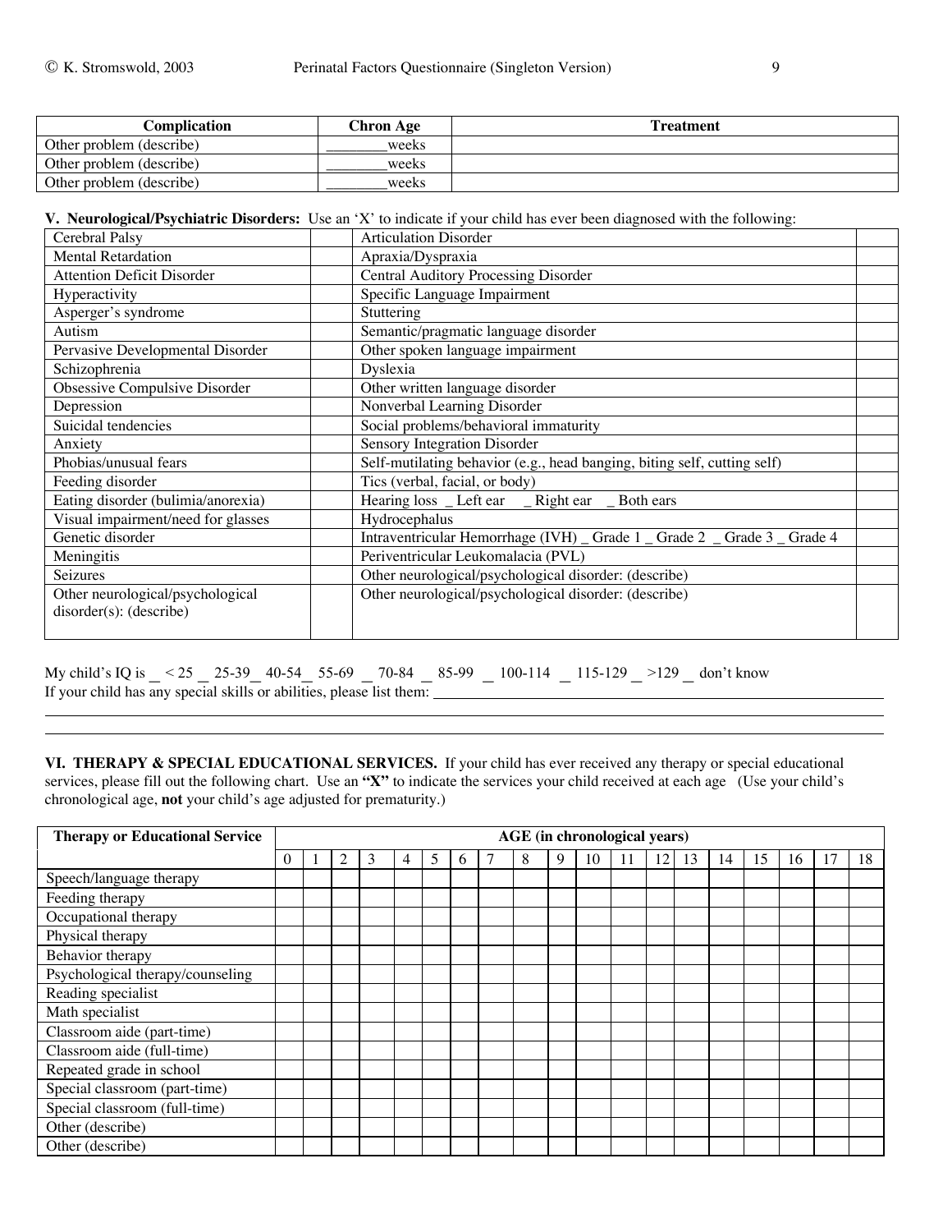| Complication | Chron Age | Treatment |
|---|---|---|
| Other problem (describe) | ________weeks | |
| Other problem (describe) | ________weeks | |
| Other problem (describe) | ________weeks | |

**V. Neurological/Psychiatric Disorders:** Use an 'X' to indicate if your child has ever been diagnosed with the following:

| | | | |
|---|---|---|---|
| Cerebral Palsy | | Articulation Disorder | |
| Mental Retardation | | Apraxia/Dyspraxia | |
| Attention Deficit Disorder | | Central Auditory Processing Disorder | |
| Hyperactivity | | Specific Language Impairment | |
| Asperger's syndrome | | Stuttering | |
| Autism | | Semantic/pragmatic language disorder | |
| Pervasive Developmental Disorder | | Other spoken language impairment | |
| Schizophrenia | | Dyslexia | |
| Obsessive Compulsive Disorder | | Other written language disorder | |
| Depression | | Nonverbal Learning Disorder | |
| Suicidal tendencies | | Social problems/behavioral immaturity | |
| Anxiety | | Sensory Integration Disorder | |
| Phobias/unusual fears | | Self-mutilating behavior (e.g., head banging, biting self, cutting self) | |
| Feeding disorder | | Tics (verbal, facial, or body) | |
| Eating disorder (bulimia/anorexia) | | Hearing loss _ Left ear _ Right ear _ Both ears | |
| Visual impairment/need for glasses | | Hydrocephalus | |
| Genetic disorder | | Intraventricular Hemorrhage (IVH) _ Grade 1 _ Grade 2 _ Grade 3 _ Grade 4 | |
| Meningitis | | Periventricular Leukomalacia (PVL) | |
| Seizures | | Other neurological/psychological disorder: (describe) | |
| Other neurological/psychological disorder(s): (describe) | | Other neurological/psychological disorder: (describe) | |

My child's IQ is _ < 25 _ 25-39 _ 40-54 _ 55-69 _ 70-84 _ 85-99 _ 100-114 _ 115-129 _ >129 _ don't know

If your child has any special skills or abilities, please list them: ____________________________________________

_______________________________________________________________________________

_______________________________________________________________________________

**VI. THERAPY & SPECIAL EDUCATIONAL SERVICES.** If your child has ever received any therapy or special educational services, please fill out the following chart. Use an **"X"** to indicate the services your child received at each age (Use your child's chronological age, **not** your child's age adjusted for prematurity.)

| Therapy or Educational Service | AGE (in chronological years) | | | | | | | | | | | | | | | | | | |
|---|---|---|---|---|---|---|---|---|---|---|---|---|---|---|---|---|---|---|---|
| | 0 | 1 | 2 | 3 | 4 | 5 | 6 | 7 | 8 | 9 | 10 | 11 | 12 | 13 | 14 | 15 | 16 | 17 | 18 |
| Speech/language therapy | | | | | | | | | | | | | | | | | | | |
| Feeding therapy | | | | | | | | | | | | | | | | | | | |
| Occupational therapy | | | | | | | | | | | | | | | | | | | |
| Physical therapy | | | | | | | | | | | | | | | | | | | |
| Behavior therapy | | | | | | | | | | | | | | | | | | | |
| Psychological therapy/counseling | | | | | | | | | | | | | | | | | | | |
| Reading specialist | | | | | | | | | | | | | | | | | | | |
| Math specialist | | | | | | | | | | | | | | | | | | | |
| Classroom aide (part-time) | | | | | | | | | | | | | | | | | | | |
| Classroom aide (full-time) | | | | | | | | | | | | | | | | | | | |
| Repeated grade in school | | | | | | | | | | | | | | | | | | | |
| Special classroom (part-time) | | | | | | | | | | | | | | | | | | | |
| Special classroom (full-time) | | | | | | | | | | | | | | | | | | | |
| Other (describe) | | | | | | | | | | | | | | | | | | | |
| Other (describe) | | | | | | | | | | | | | | | | | | | |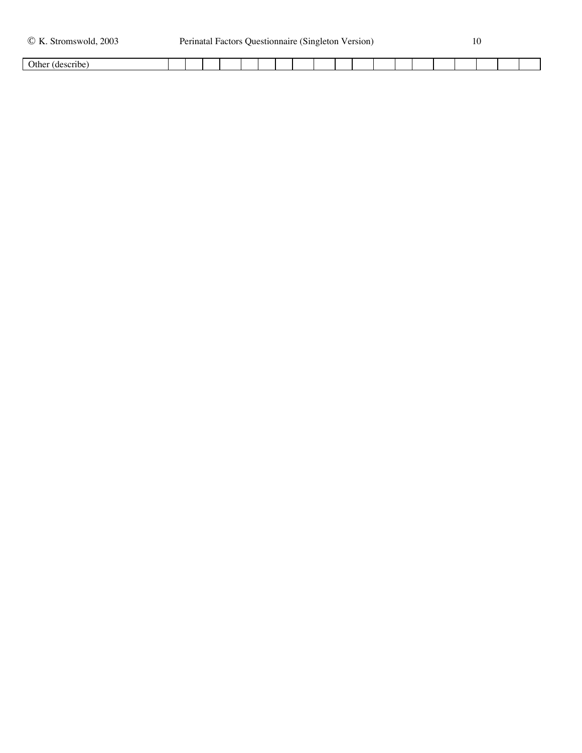| Other (describe) | | | | | | | | | | | | | | | | | | | |
|---|---|---|---|---|---|---|---|---|---|---|---|---|---|---|---|---|---|---|---|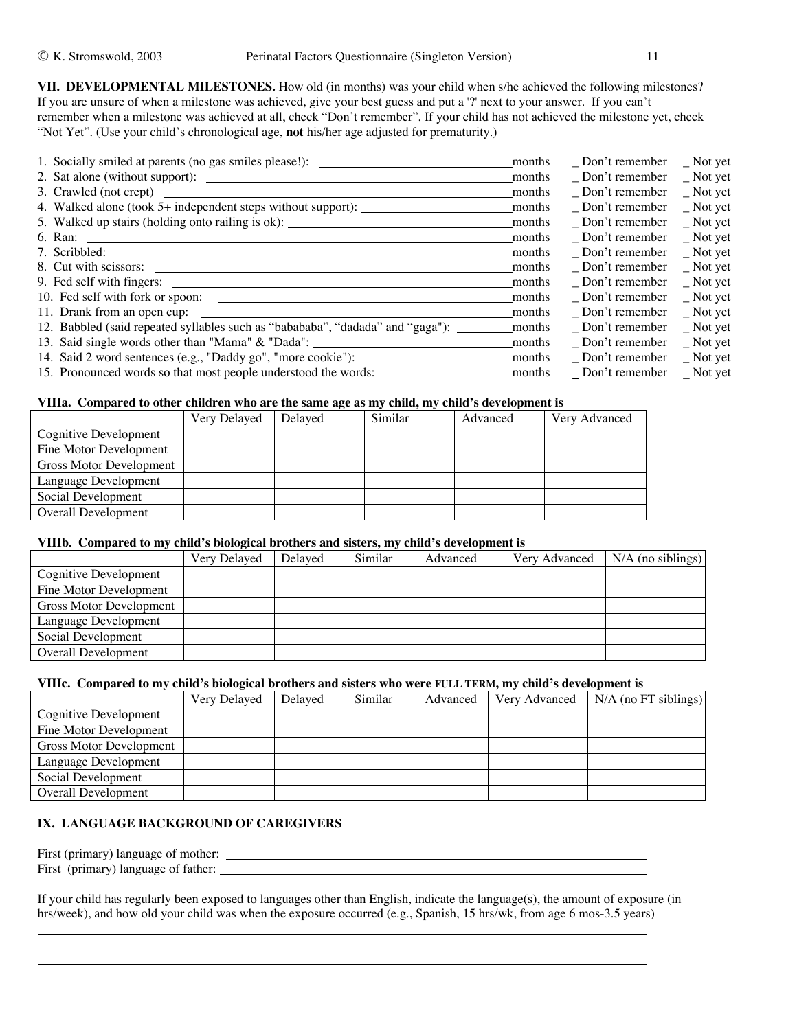**VII. DEVELOPMENTAL MILESTONES.** How old (in months) was your child when s/he achieved the following milestones? If you are unsure of when a milestone was achieved, give your best guess and put a '?' next to your answer. If you can't remember when a milestone was achieved at all, check "Don't remember". If your child has not achieved the milestone yet, check "Not Yet". (Use your child's chronological age, **not** his/her age adjusted for prematurity.)

1. Socially smiled at parents (no gas smiles please!): ____________ months _ Don't remember _ Not yet
2. Sat alone (without support): ____________ months _ Don't remember _ Not yet
3. Crawled (not crept) ____________ months _ Don't remember _ Not yet
4. Walked alone (took 5+ independent steps without support): ____________ months _ Don't remember _ Not yet
5. Walked up stairs (holding onto railing is ok): ____________ months _ Don't remember _ Not yet
6. Ran: ____________ months _ Don't remember _ Not yet
7. Scribbled: ____________ months _ Don't remember _ Not yet
8. Cut with scissors: ____________ months _ Don't remember _ Not yet
9. Fed self with fingers: ____________ months _ Don't remember _ Not yet
10. Fed self with fork or spoon: ____________ months _ Don't remember _ Not yet
11. Drank from an open cup: ____________ months _ Don't remember _ Not yet
12. Babbled (said repeated syllables such as "babababa", "dadada" and "gaga"): ____________ months _ Don't remember _ Not yet
13. Said single words other than "Mama" & "Dada": ____________ months _ Don't remember _ Not yet
14. Said 2 word sentences (e.g., "Daddy go", "more cookie"): ____________ months _ Don't remember _ Not yet
15. Pronounced words so that most people understood the words: ____________ months _ Don't remember _ Not yet

**VIIIa. Compared to other children who are the same age as my child, my child's development is**

| | Very Delayed | Delayed | Similar | Advanced | Very Advanced |
|---|---|---|---|---|---|
| Cognitive Development | | | | | |
| Fine Motor Development | | | | | |
| Gross Motor Development | | | | | |
| Language Development | | | | | |
| Social Development | | | | | |
| Overall Development | | | | | |

**VIIIb. Compared to my child's biological brothers and sisters, my child's development is**

| | Very Delayed | Delayed | Similar | Advanced | Very Advanced | N/A (no siblings) |
|---|---|---|---|---|---|---|
| Cognitive Development | | | | | | |
| Fine Motor Development | | | | | | |
| Gross Motor Development | | | | | | |
| Language Development | | | | | | |
| Social Development | | | | | | |
| Overall Development | | | | | | |

**VIIIc. Compared to my child's biological brothers and sisters who were FULL TERM, my child's development is**

| | Very Delayed | Delayed | Similar | Advanced | Very Advanced | N/A (no FT siblings) |
|---|---|---|---|---|---|---|
| Cognitive Development | | | | | | |
| Fine Motor Development | | | | | | |
| Gross Motor Development | | | | | | |
| Language Development | | | | | | |
| Social Development | | | | | | |
| Overall Development | | | | | | |

**IX. LANGUAGE BACKGROUND OF CAREGIVERS**

First (primary) language of mother: ______________________________

First (primary) language of father: ______________________________

If your child has regularly been exposed to languages other than English, indicate the language(s), the amount of exposure (in hrs/week), and how old your child was when the exposure occurred (e.g., Spanish, 15 hrs/wk, from age 6 mos-3.5 years)

______________________________________________________________

______________________________________________________________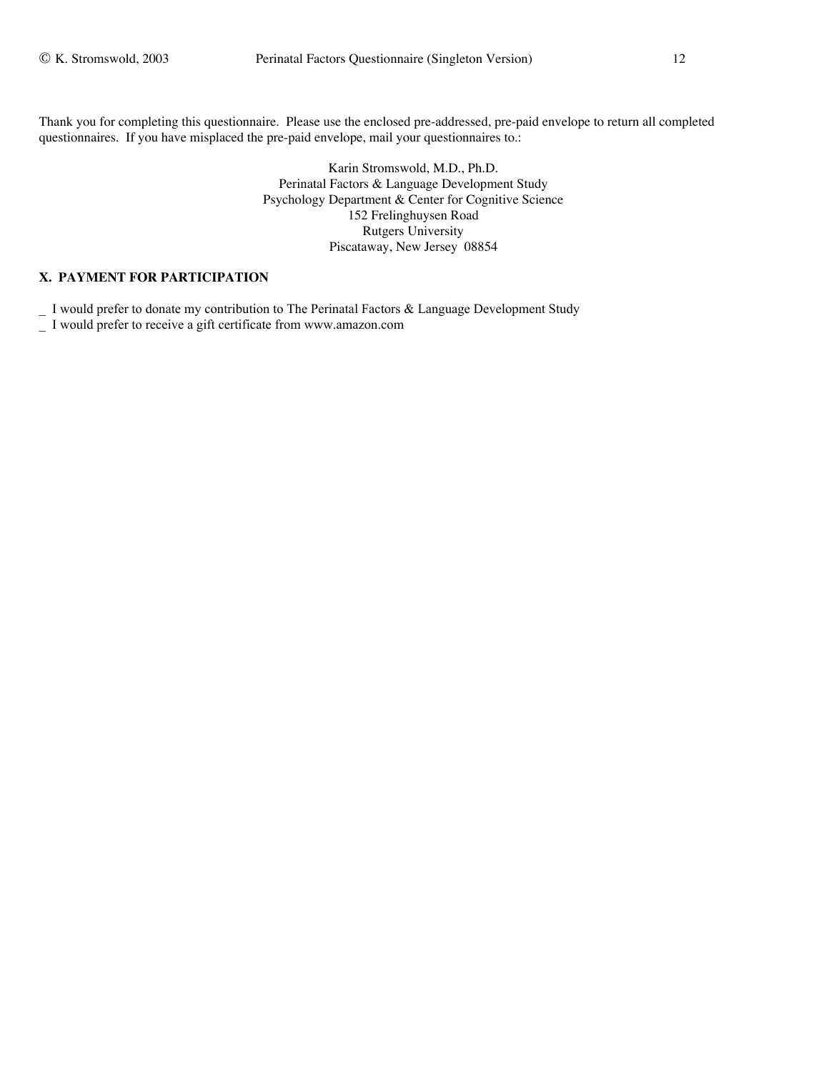Thank you for completing this questionnaire. Please use the enclosed pre-addressed, pre-paid envelope to return all completed questionnaires. If you have misplaced the pre-paid envelope, mail your questionnaires to.:

Karin Stromswold, M.D., Ph.D.
Perinatal Factors & Language Development Study
Psychology Department & Center for Cognitive Science
152 Frelinghuysen Road
Rutgers University
Piscataway, New Jersey 08854

## X. PAYMENT FOR PARTICIPATION

_ I would prefer to donate my contribution to The Perinatal Factors & Language Development Study
_ I would prefer to receive a gift certificate from www.amazon.com